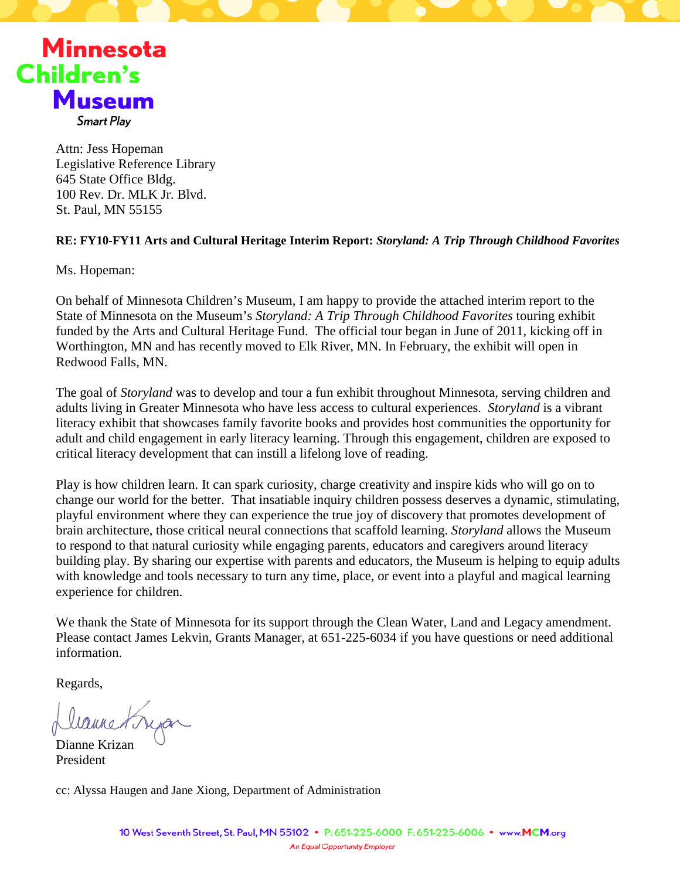Minnesota Children's Museum

Smart Play

Attn: Jess Hopeman
Legislative Reference Library
645 State Office Bldg.
100 Rev. Dr. MLK Jr. Blvd.
St. Paul, MN 55155

**RE: FY10-FY11 Arts and Cultural Heritage Interim Report: *Storyland: A Trip Through Childhood Favorites***

Ms. Hopeman:

On behalf of Minnesota Children's Museum, I am happy to provide the attached interim report to the State of Minnesota on the Museum's *Storyland: A Trip Through Childhood Favorites* touring exhibit funded by the Arts and Cultural Heritage Fund. The official tour began in June of 2011, kicking off in Worthington, MN and has recently moved to Elk River, MN. In February, the exhibit will open in Redwood Falls, MN.

The goal of *Storyland* was to develop and tour a fun exhibit throughout Minnesota, serving children and adults living in Greater Minnesota who have less access to cultural experiences. *Storyland* is a vibrant literacy exhibit that showcases family favorite books and provides host communities the opportunity for adult and child engagement in early literacy learning. Through this engagement, children are exposed to critical literacy development that can instill a lifelong love of reading.

Play is how children learn. It can spark curiosity, charge creativity and inspire kids who will go on to change our world for the better. That insatiable inquiry children possess deserves a dynamic, stimulating, playful environment where they can experience the true joy of discovery that promotes development of brain architecture, those critical neural connections that scaffold learning. *Storyland* allows the Museum to respond to that natural curiosity while engaging parents, educators and caregivers around literacy building play. By sharing our expertise with parents and educators, the Museum is helping to equip adults with knowledge and tools necessary to turn any time, place, or event into a playful and magical learning experience for children.

We thank the State of Minnesota for its support through the Clean Water, Land and Legacy amendment. Please contact James Lekvin, Grants Manager, at 651-225-6034 if you have questions or need additional information.

Regards,

Dianne Krizan
President

cc: Alyssa Haugen and Jane Xiong, Department of Administration

10 West Seventh Street, St. Paul, MN 55102 • P: 651-225-6000 F: 651-225-6006 • www.MCM.org

*An Equal Opportunity Employer*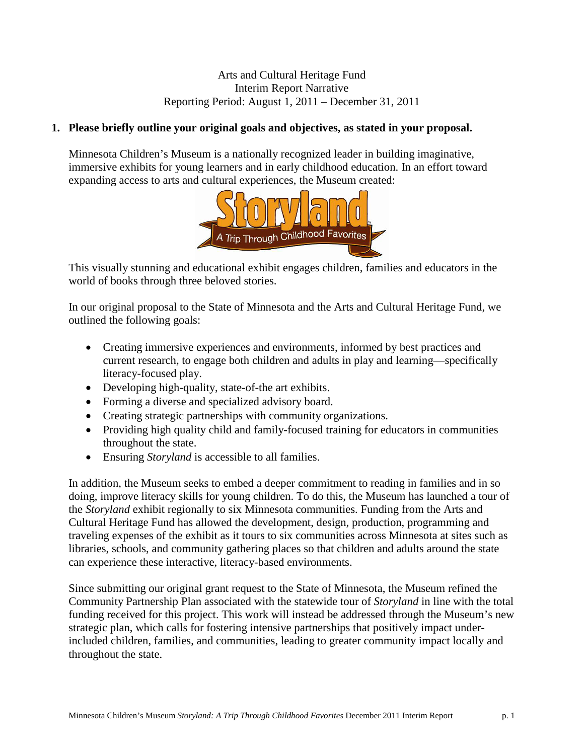Arts and Cultural Heritage Fund
Interim Report Narrative
Reporting Period: August 1, 2011 – December 31, 2011

**1. Please briefly outline your original goals and objectives, as stated in your proposal.**

Minnesota Children's Museum is a nationally recognized leader in building imaginative, immersive exhibits for young learners and in early childhood education. In an effort toward expanding access to arts and cultural experiences, the Museum created:

Storyland
A Trip Through Childhood Favorites

This visually stunning and educational exhibit engages children, families and educators in the world of books through three beloved stories.

In our original proposal to the State of Minnesota and the Arts and Cultural Heritage Fund, we outlined the following goals:

- Creating immersive experiences and environments, informed by best practices and current research, to engage both children and adults in play and learning—specifically literacy-focused play.
- Developing high-quality, state-of-the art exhibits.
- Forming a diverse and specialized advisory board.
- Creating strategic partnerships with community organizations.
- Providing high quality child and family-focused training for educators in communities throughout the state.
- Ensuring *Storyland* is accessible to all families.

In addition, the Museum seeks to embed a deeper commitment to reading in families and in so doing, improve literacy skills for young children. To do this, the Museum has launched a tour of the *Storyland* exhibit regionally to six Minnesota communities. Funding from the Arts and Cultural Heritage Fund has allowed the development, design, production, programming and traveling expenses of the exhibit as it tours to six communities across Minnesota at sites such as libraries, schools, and community gathering places so that children and adults around the state can experience these interactive, literacy-based environments.

Since submitting our original grant request to the State of Minnesota, the Museum refined the Community Partnership Plan associated with the statewide tour of *Storyland* in line with the total funding received for this project. This work will instead be addressed through the Museum's new strategic plan, which calls for fostering intensive partnerships that positively impact under-included children, families, and communities, leading to greater community impact locally and throughout the state.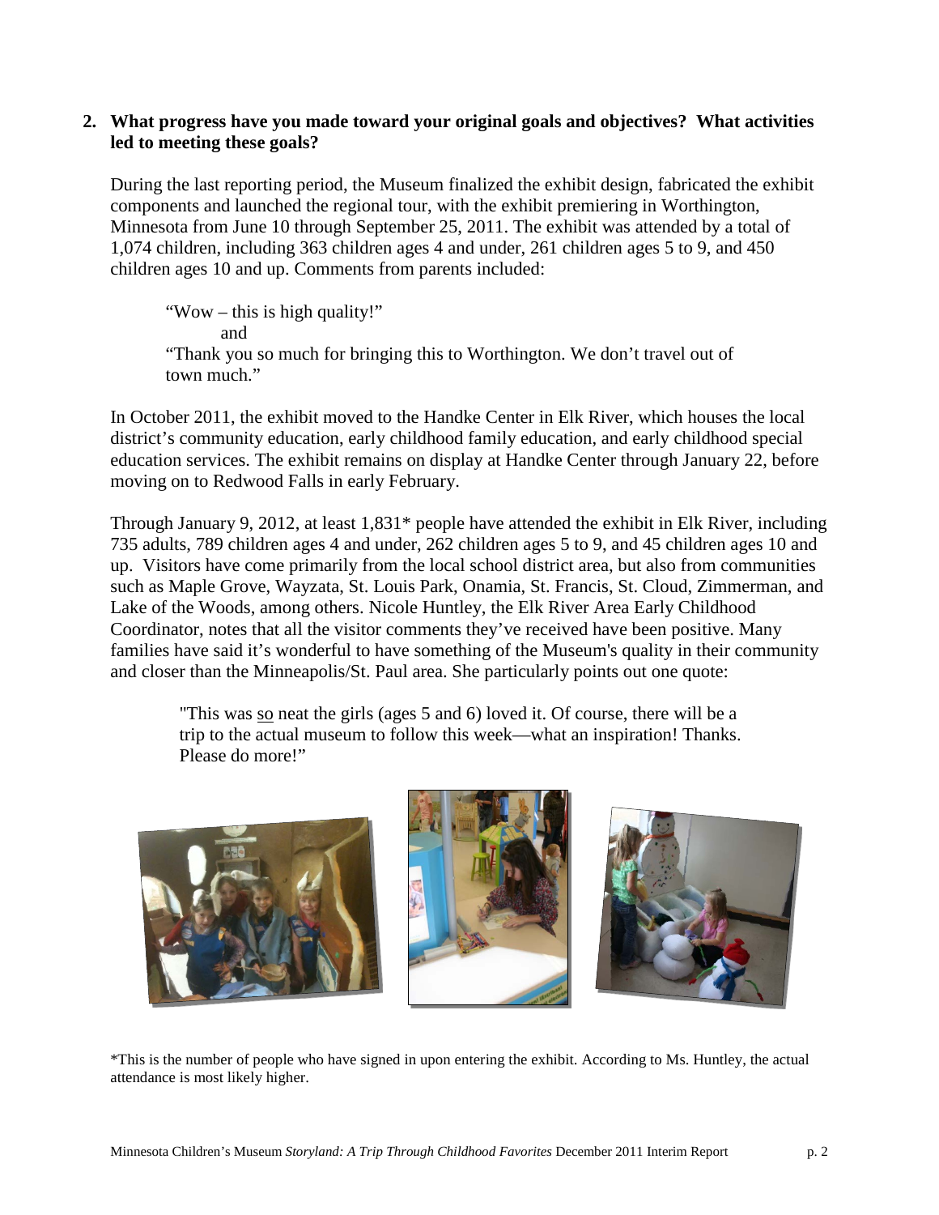**2. What progress have you made toward your original goals and objectives? What activities led to meeting these goals?**

During the last reporting period, the Museum finalized the exhibit design, fabricated the exhibit components and launched the regional tour, with the exhibit premiering in Worthington, Minnesota from June 10 through September 25, 2011. The exhibit was attended by a total of 1,074 children, including 363 children ages 4 and under, 261 children ages 5 to 9, and 450 children ages 10 and up. Comments from parents included:

> "Wow – this is high quality!"
>
> and
>
> "Thank you so much for bringing this to Worthington. We don't travel out of town much."

In October 2011, the exhibit moved to the Handke Center in Elk River, which houses the local district's community education, early childhood family education, and early childhood special education services. The exhibit remains on display at Handke Center through January 22, before moving on to Redwood Falls in early February.

Through January 9, 2012, at least 1,831* people have attended the exhibit in Elk River, including 735 adults, 789 children ages 4 and under, 262 children ages 5 to 9, and 45 children ages 10 and up. Visitors have come primarily from the local school district area, but also from communities such as Maple Grove, Wayzata, St. Louis Park, Onamia, St. Francis, St. Cloud, Zimmerman, and Lake of the Woods, among others. Nicole Huntley, the Elk River Area Early Childhood Coordinator, notes that all the visitor comments they've received have been positive. Many families have said it's wonderful to have something of the Museum's quality in their community and closer than the Minneapolis/St. Paul area. She particularly points out one quote:

> "This was <u>so</u> neat the girls (ages 5 and 6) loved it. Of course, there will be a trip to the actual museum to follow this week—what an inspiration! Thanks. Please do more!"

*This is the number of people who have signed in upon entering the exhibit. According to Ms. Huntley, the actual attendance is most likely higher.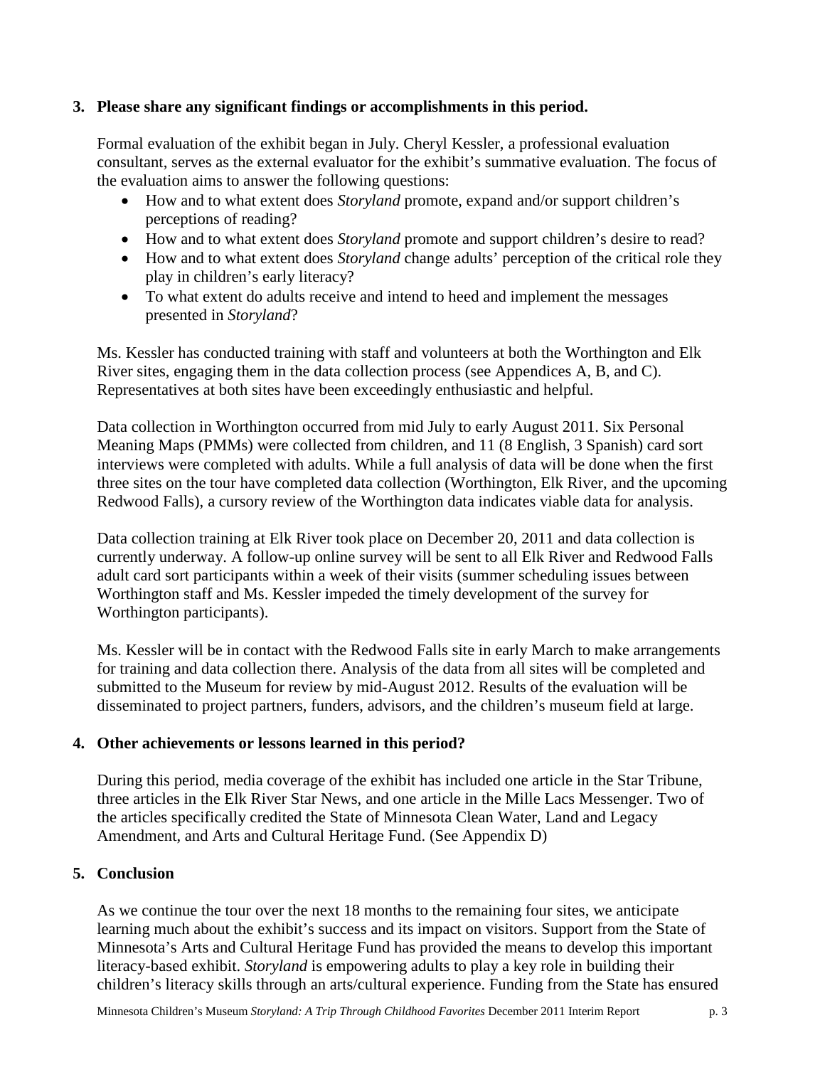**3. Please share any significant findings or accomplishments in this period.**

Formal evaluation of the exhibit began in July. Cheryl Kessler, a professional evaluation consultant, serves as the external evaluator for the exhibit's summative evaluation. The focus of the evaluation aims to answer the following questions:

- How and to what extent does *Storyland* promote, expand and/or support children's perceptions of reading?
- How and to what extent does *Storyland* promote and support children's desire to read?
- How and to what extent does *Storyland* change adults' perception of the critical role they play in children's early literacy?
- To what extent do adults receive and intend to heed and implement the messages presented in *Storyland*?

Ms. Kessler has conducted training with staff and volunteers at both the Worthington and Elk River sites, engaging them in the data collection process (see Appendices A, B, and C). Representatives at both sites have been exceedingly enthusiastic and helpful.

Data collection in Worthington occurred from mid July to early August 2011. Six Personal Meaning Maps (PMMs) were collected from children, and 11 (8 English, 3 Spanish) card sort interviews were completed with adults. While a full analysis of data will be done when the first three sites on the tour have completed data collection (Worthington, Elk River, and the upcoming Redwood Falls), a cursory review of the Worthington data indicates viable data for analysis.

Data collection training at Elk River took place on December 20, 2011 and data collection is currently underway. A follow-up online survey will be sent to all Elk River and Redwood Falls adult card sort participants within a week of their visits (summer scheduling issues between Worthington staff and Ms. Kessler impeded the timely development of the survey for Worthington participants).

Ms. Kessler will be in contact with the Redwood Falls site in early March to make arrangements for training and data collection there. Analysis of the data from all sites will be completed and submitted to the Museum for review by mid-August 2012. Results of the evaluation will be disseminated to project partners, funders, advisors, and the children's museum field at large.

**4. Other achievements or lessons learned in this period?**

During this period, media coverage of the exhibit has included one article in the Star Tribune, three articles in the Elk River Star News, and one article in the Mille Lacs Messenger. Two of the articles specifically credited the State of Minnesota Clean Water, Land and Legacy Amendment, and Arts and Cultural Heritage Fund. (See Appendix D)

**5. Conclusion**

As we continue the tour over the next 18 months to the remaining four sites, we anticipate learning much about the exhibit's success and its impact on visitors. Support from the State of Minnesota's Arts and Cultural Heritage Fund has provided the means to develop this important literacy-based exhibit. *Storyland* is empowering adults to play a key role in building their children's literacy skills through an arts/cultural experience. Funding from the State has ensured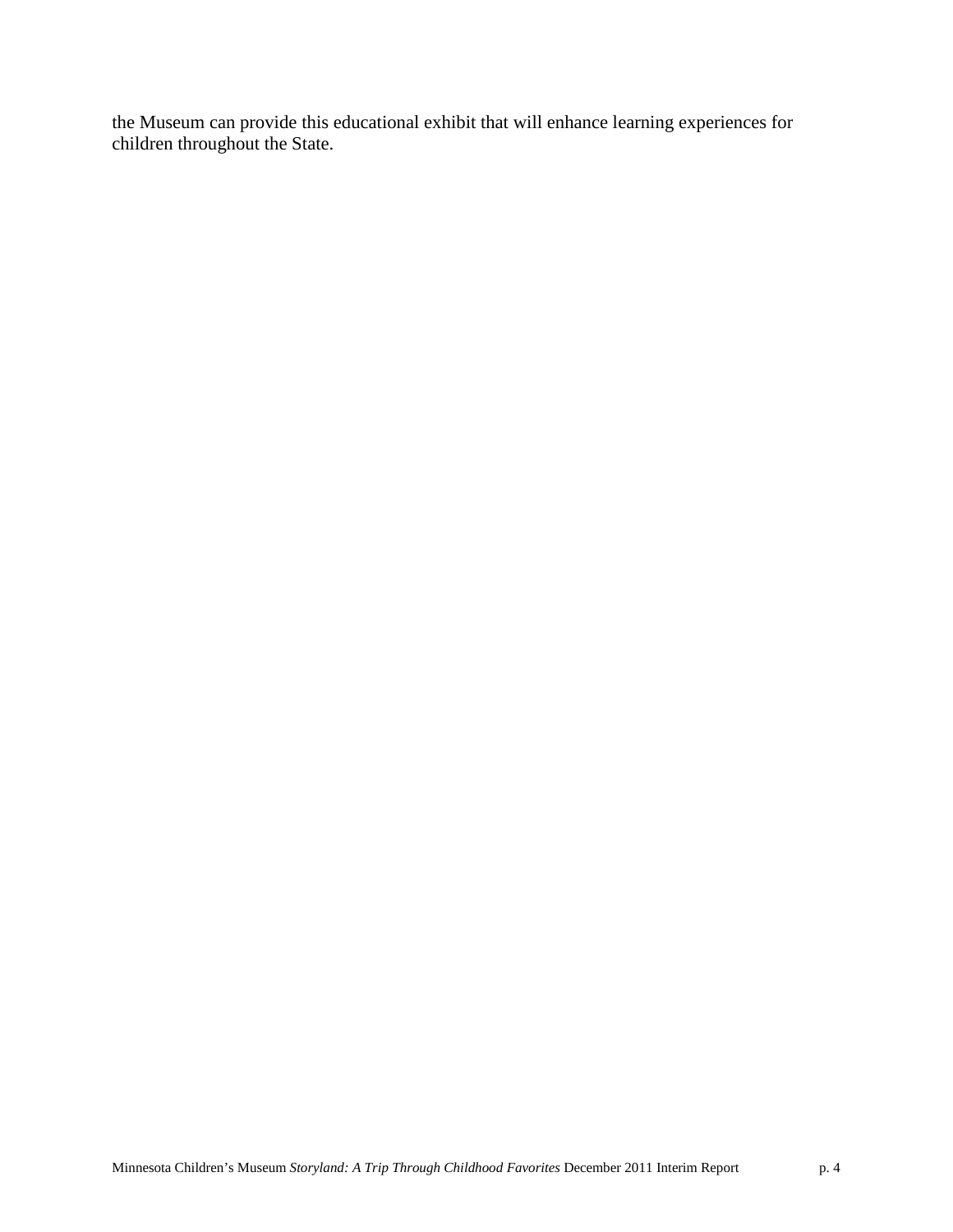the Museum can provide this educational exhibit that will enhance learning experiences for children throughout the State.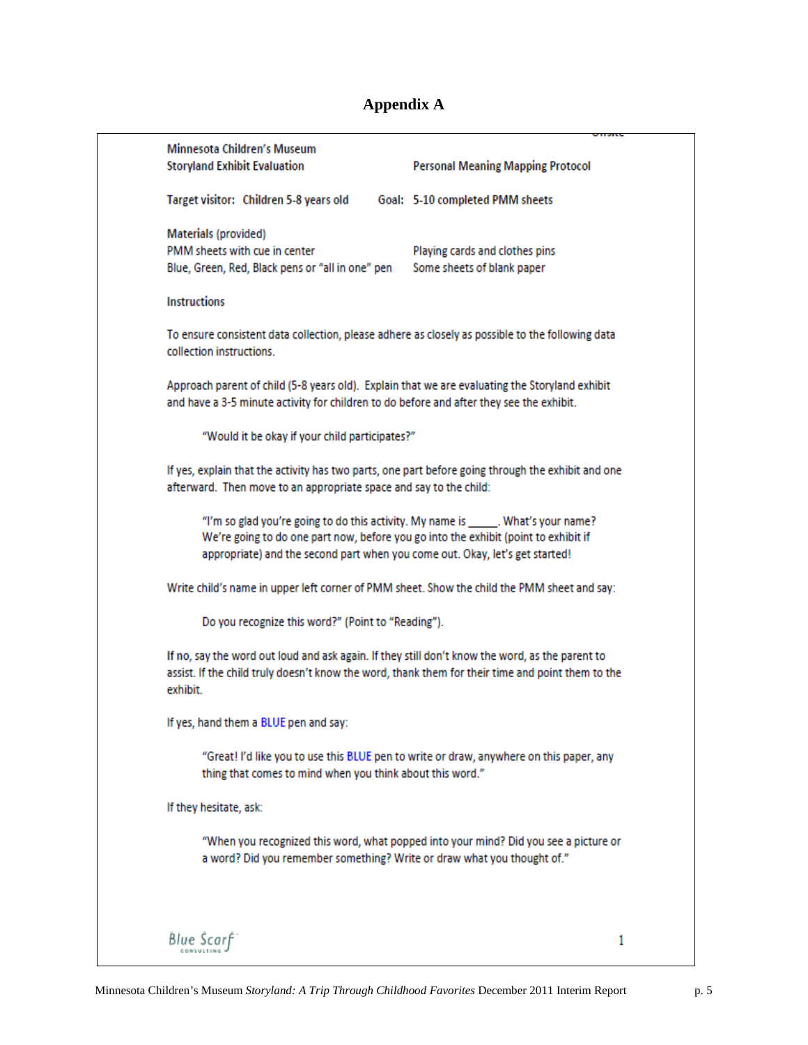# Appendix A

Minnesota Children's Museum
Storyland Exhibit Evaluation

Personal Meaning Mapping Protocol

Target visitor: Children 5-8 years old

Goal: 5-10 completed PMM sheets

Materials (provided)
PMM sheets with cue in center
Blue, Green, Red, Black pens or "all in one" pen
Playing cards and clothes pins
Some sheets of blank paper

Instructions

To ensure consistent data collection, please adhere as closely as possible to the following data collection instructions.

Approach parent of child (5-8 years old). Explain that we are evaluating the Storyland exhibit and have a 3-5 minute activity for children to do before and after they see the exhibit.

> "Would it be okay if your child participates?"

If yes, explain that the activity has two parts, one part before going through the exhibit and one afterward. Then move to an appropriate space and say to the child:

> "I'm so glad you're going to do this activity. My name is _____. What's your name? We're going to do one part now, before you go into the exhibit (point to exhibit if appropriate) and the second part when you come out. Okay, let's get started!

Write child's name in upper left corner of PMM sheet. Show the child the PMM sheet and say:

> Do you recognize this word?" (Point to "Reading").

If no, say the word out loud and ask again. If they still don't know the word, as the parent to assist. If the child truly doesn't know the word, thank them for their time and point them to the exhibit.

If yes, hand them a BLUE pen and say:

> "Great! I'd like you to use this BLUE pen to write or draw, anywhere on this paper, any thing that comes to mind when you think about this word."

If they hesitate, ask:

> "When you recognized this word, what popped into your mind? Did you see a picture or a word? Did you remember something? Write or draw what you thought of."

Blue Scarf Consulting

1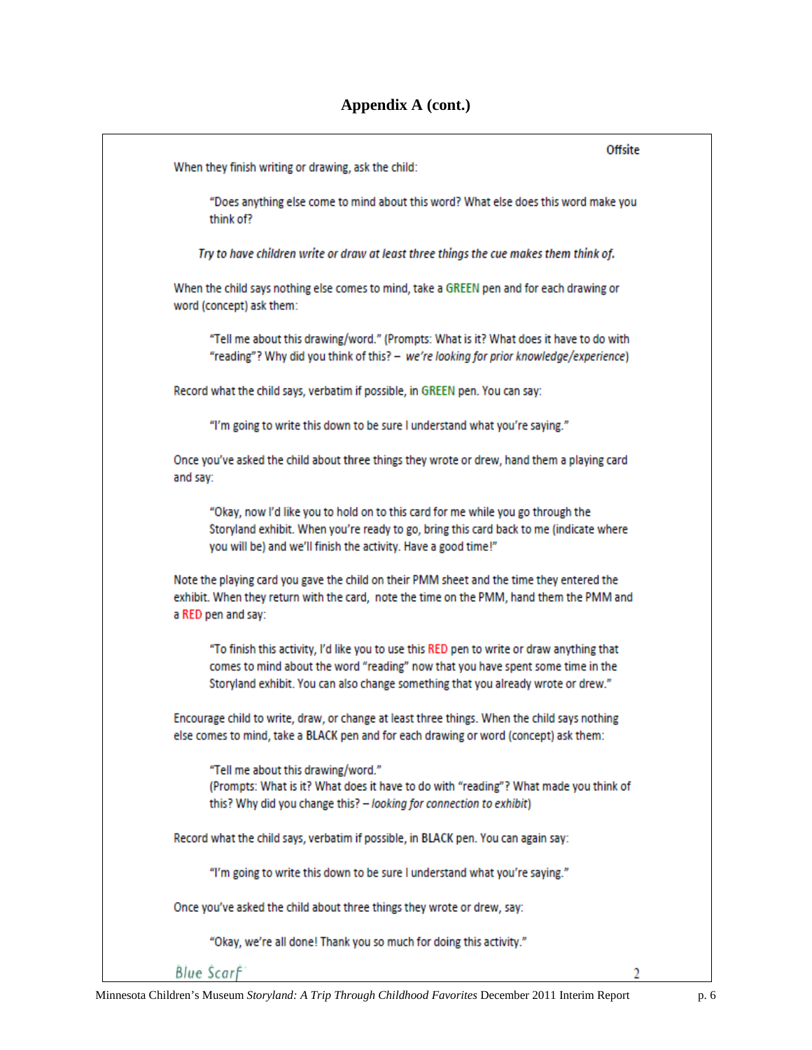## Appendix A (cont.)

Offsite

When they finish writing or drawing, ask the child:

> "Does anything else come to mind about this word? What else does this word make you think of?

*Try to have children write or draw at least three things the cue makes them think of.*

When the child says nothing else comes to mind, take a GREEN pen and for each drawing or word (concept) ask them:

> "Tell me about this drawing/word." (Prompts: What is it? What does it have to do with "reading"? Why did you think of this? – *we're looking for prior knowledge/experience*)

Record what the child says, verbatim if possible, in GREEN pen. You can say:

> "I'm going to write this down to be sure I understand what you're saying."

Once you've asked the child about three things they wrote or drew, hand them a playing card and say:

> "Okay, now I'd like you to hold on to this card for me while you go through the Storyland exhibit. When you're ready to go, bring this card back to me (indicate where you will be) and we'll finish the activity. Have a good time!"

Note the playing card you gave the child on their PMM sheet and the time they entered the exhibit. When they return with the card, note the time on the PMM, hand them the PMM and a RED pen and say:

> "To finish this activity, I'd like you to use this RED pen to write or draw anything that comes to mind about the word "reading" now that you have spent some time in the Storyland exhibit. You can also change something that you already wrote or drew."

Encourage child to write, draw, or change at least three things. When the child says nothing else comes to mind, take a BLACK pen and for each drawing or word (concept) ask them:

> "Tell me about this drawing/word."
> (Prompts: What is it? What does it have to do with "reading"? What made you think of this? Why did you change this? – *looking for connection to exhibit*)

Record what the child says, verbatim if possible, in BLACK pen. You can again say:

> "I'm going to write this down to be sure I understand what you're saying."

Once you've asked the child about three things they wrote or drew, say:

> "Okay, we're all done! Thank you so much for doing this activity."

Blue Scarf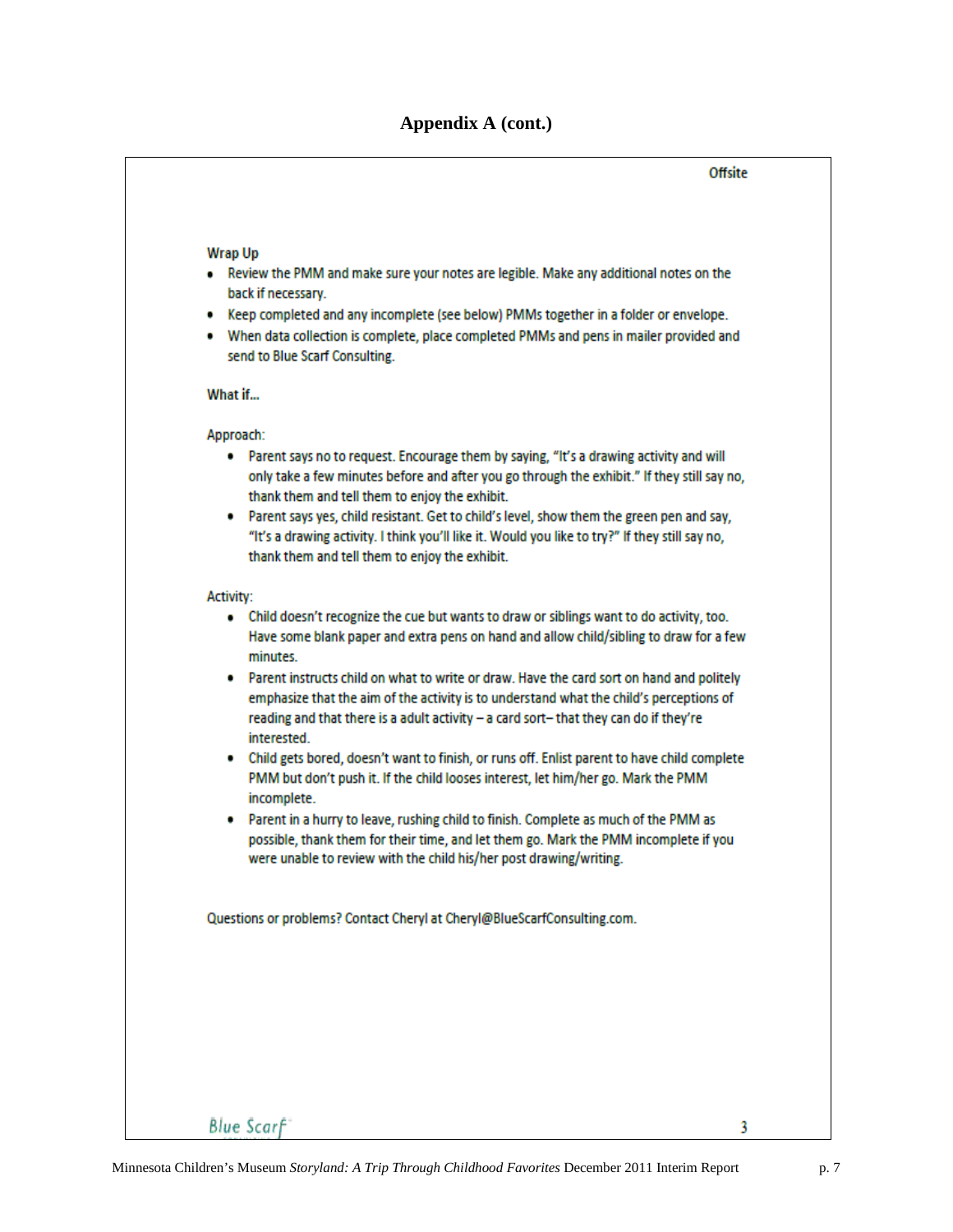## Appendix A (cont.)

Offsite

**Wrap Up**

- Review the PMM and make sure your notes are legible. Make any additional notes on the back if necessary.
- Keep completed and any incomplete (see below) PMMs together in a folder or envelope.
- When data collection is complete, place completed PMMs and pens in mailer provided and send to Blue Scarf Consulting.

**What if…**

Approach:

- Parent says no to request. Encourage them by saying, "It's a drawing activity and will only take a few minutes before and after you go through the exhibit." If they still say no, thank them and tell them to enjoy the exhibit.
- Parent says yes, child resistant. Get to child's level, show them the green pen and say, "It's a drawing activity. I think you'll like it. Would you like to try?" If they still say no, thank them and tell them to enjoy the exhibit.

Activity:

- Child doesn't recognize the cue but wants to draw or siblings want to do activity, too. Have some blank paper and extra pens on hand and allow child/sibling to draw for a few minutes.
- Parent instructs child on what to write or draw. Have the card sort on hand and politely emphasize that the aim of the activity is to understand what the child's perceptions of reading and that there is a adult activity – a card sort– that they can do if they're interested.
- Child gets bored, doesn't want to finish, or runs off. Enlist parent to have child complete PMM but don't push it. If the child looses interest, let him/her go. Mark the PMM incomplete.
- Parent in a hurry to leave, rushing child to finish. Complete as much of the PMM as possible, thank them for their time, and let them go. Mark the PMM incomplete if you were unable to review with the child his/her post drawing/writing.

Questions or problems? Contact Cheryl at Cheryl@BlueScarfConsulting.com.

Blue Scarf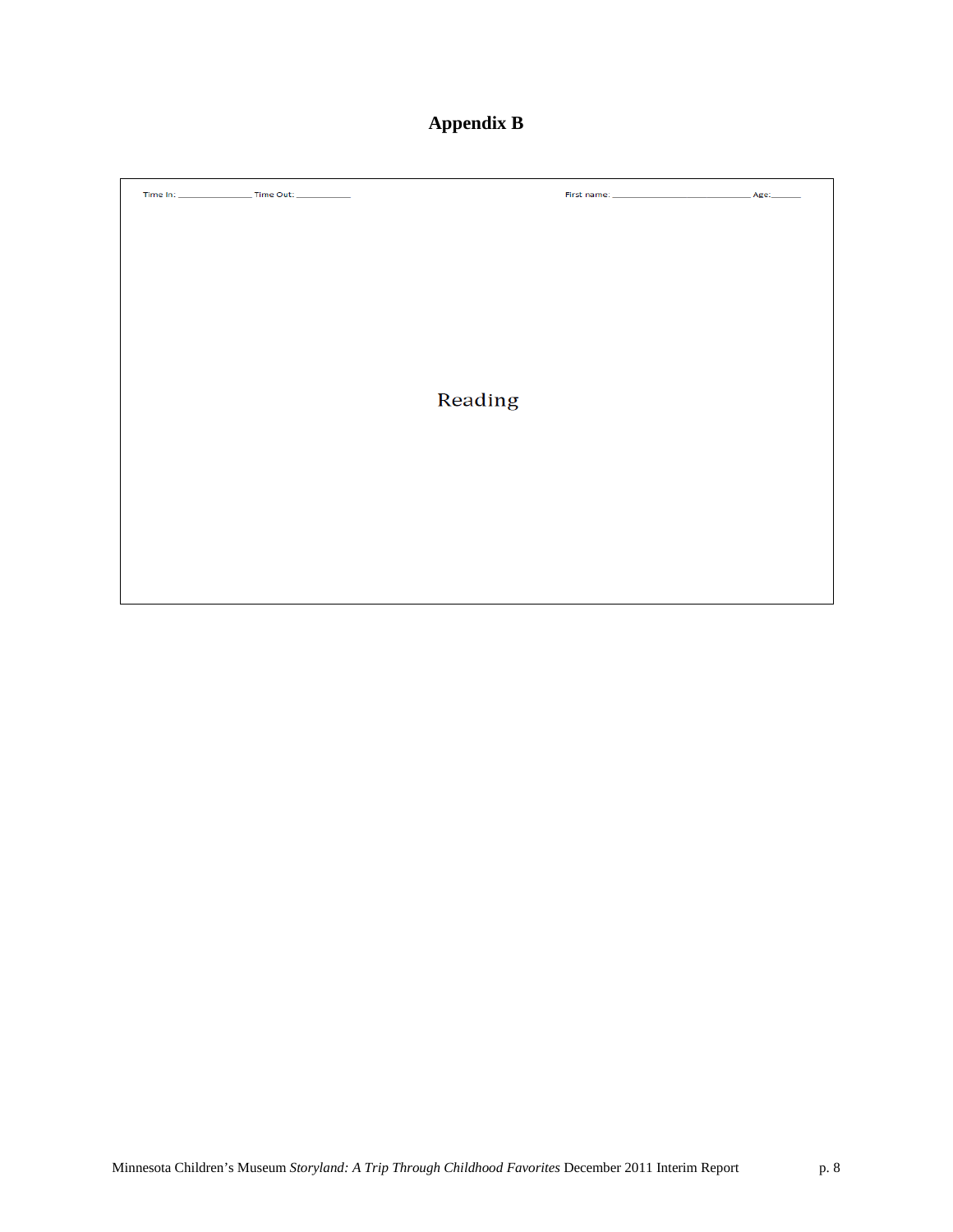# Appendix B

Time In: _______________ Time Out: ___________ First name: ____________________________ Age:______

Reading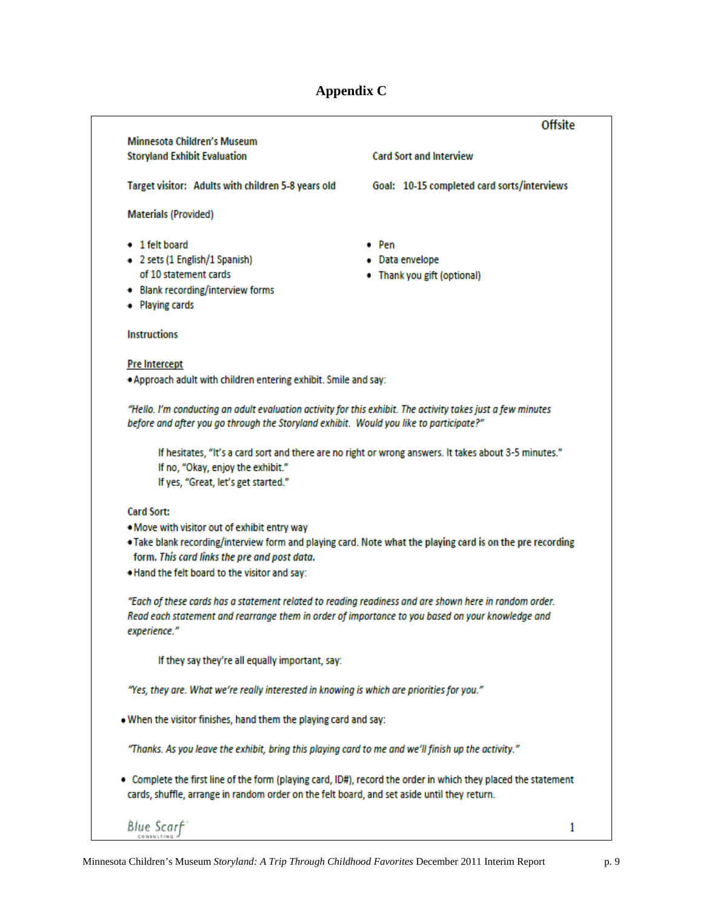# Appendix C

**Offsite**

**Minnesota Children's Museum**
**Storyland Exhibit Evaluation**

**Card Sort and Interview**

**Target visitor: Adults with children 5-8 years old**

**Goal: 10-15 completed card sorts/interviews**

**Materials** (Provided)

- 1 felt board
- 2 sets (1 English/1 Spanish) of 10 statement cards
- Blank recording/interview forms
- Playing cards
- Pen
- Data envelope
- Thank you gift (optional)

**Instructions**

**Pre Intercept**

- Approach adult with children entering exhibit. Smile and say:

*"Hello. I'm conducting an adult evaluation activity for this exhibit. The activity takes just a few minutes before and after you go through the Storyland exhibit. Would you like to participate?"*

> If hesitates, "It's a card sort and there are no right or wrong answers. It takes about 3-5 minutes."
> If no, "Okay, enjoy the exhibit."
> If yes, "Great, let's get started."

**Card Sort:**

- Move with visitor out of exhibit entry way
- Take blank recording/interview form and playing card. Note what the playing card is on the pre recording form. *This card links the pre and post data.*
- Hand the felt board to the visitor and say:

*"Each of these cards has a statement related to reading readiness and are shown here in random order. Read each statement and rearrange them in order of importance to you based on your knowledge and experience."*

> If they say they're all equally important, say:

*"Yes, they are. What we're really interested in knowing is which are priorities for you."*

- When the visitor finishes, hand them the playing card and say:

*"Thanks. As you leave the exhibit, bring this playing card to me and we'll finish up the activity."*

- Complete the first line of the form (playing card, ID#), record the order in which they placed the statement cards, shuffle, arrange in random order on the felt board, and set aside until they return.

Blue Scarf Consulting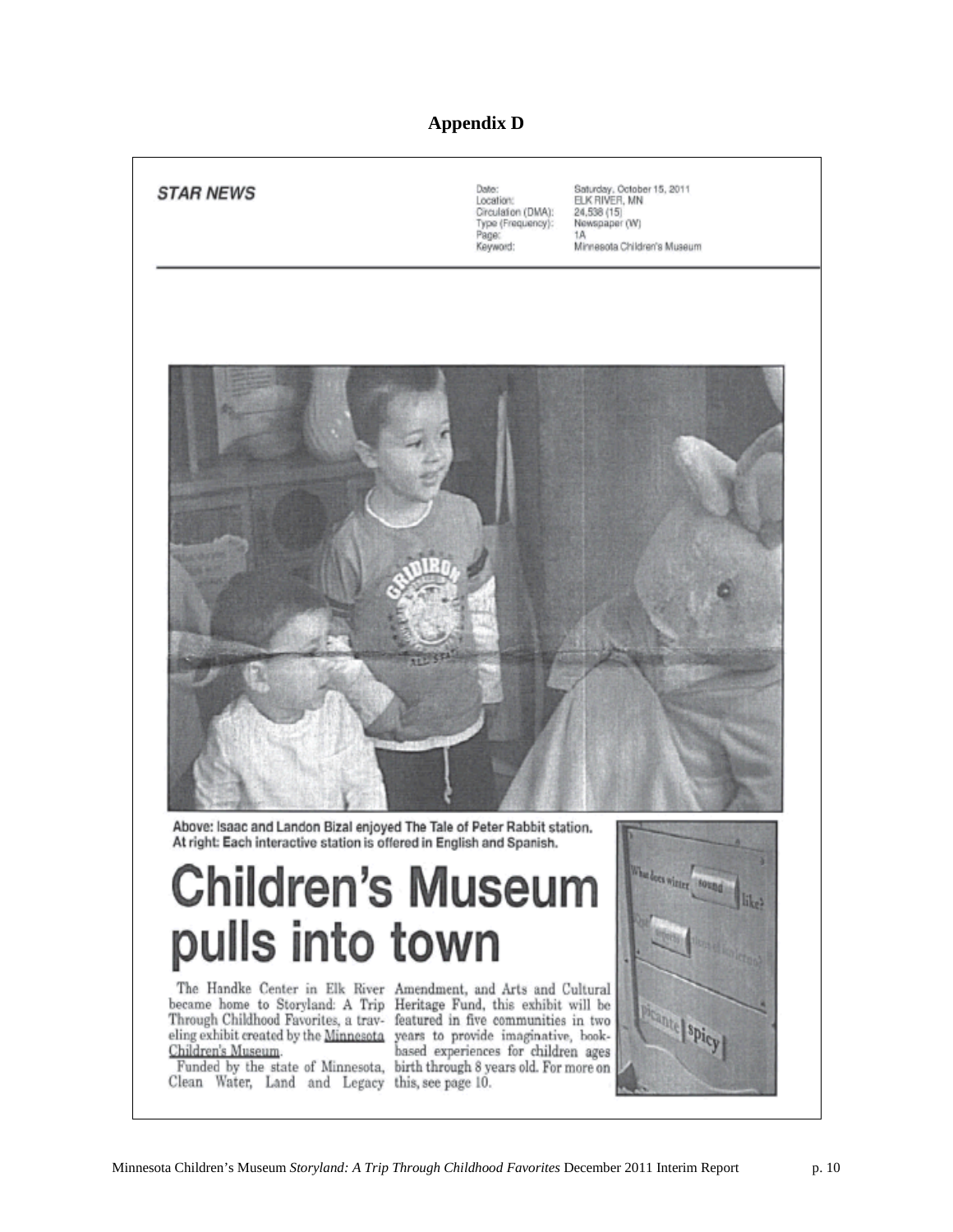# Appendix D

**STAR NEWS**

Date: Saturday, October 15, 2011
Location: ELK RIVER, MN
Circulation (DMA): 24,538 (15)
Type (Frequency): Newspaper (W)
Page: 1A
Keyword: Minnesota Children's Museum

Above: Isaac and Landon Bizal enjoyed The Tale of Peter Rabbit station.
At right: Each interactive station is offered in English and Spanish.

# Children's Museum pulls into town

The Handke Center in Elk River became home to Storyland: A Trip Through Childhood Favorites, a traveling exhibit created by the Minnesota Children's Museum.

Funded by the state of Minnesota, Clean Water, Land and Legacy Amendment, and Arts and Cultural Heritage Fund, this exhibit will be featured in five communities in two years to provide imaginative, book-based experiences for children ages birth through 8 years old. For more on this, see page 10.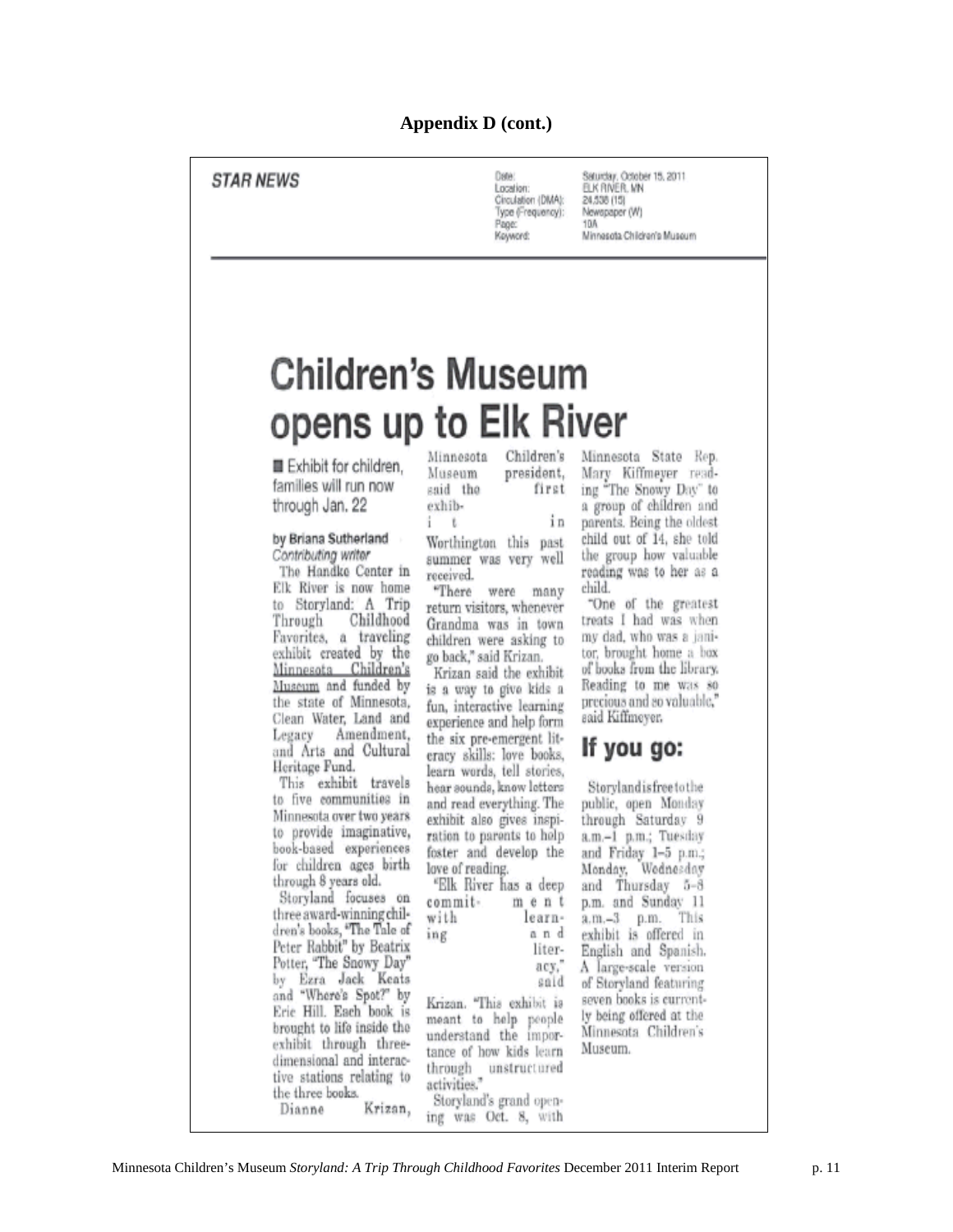## Appendix D (cont.)

**STAR NEWS**

Date: Saturday, October 15, 2011
Location: ELK RIVER, MN
Circulation (DMA): 24,538 (15)
Type (Frequency): Newspaper (W)
Page: 10A
Keyword: Minnesota Children's Museum

# Children's Museum opens up to Elk River

■ Exhibit for children, families will run now through Jan. 22

by Briana Sutherland
*Contributing writer*

The Handke Center in Elk River is now home to Storyland: A Trip Through Childhood Favorites, a traveling exhibit created by the Minnesota Children's Museum and funded by the state of Minnesota, Clean Water, Land and Legacy Amendment, and Arts and Cultural Heritage Fund.

This exhibit travels to five communities in Minnesota over two years to provide imaginative, book-based experiences for children ages birth through 8 years old.

Storyland focuses on three award-winning children's books, "The Tale of Peter Rabbit" by Beatrix Potter, "The Snowy Day" by Ezra Jack Keats and "Where's Spot?" by Eric Hill. Each book is brought to life inside the exhibit through three-dimensional and interactive stations relating to the three books.

Dianne Krizan, Minnesota Children's Museum president, said the first exhibit in Worthington this past summer was very well received.

"There were many return visitors, whenever Grandma was in town children were asking to go back," said Krizan.

Krizan said the exhibit is a way to give kids a fun, interactive learning experience and help form the six pre-emergent literacy skills: love books, learn words, tell stories, hear sounds, know letters and read everything. The exhibit also gives inspiration to parents to help foster and develop the love of reading.

"Elk River has a deep commitment with learning and literacy," said Krizan. "This exhibit is meant to help people understand the importance of how kids learn through unstructured activities."

Storyland's grand opening was Oct. 8, with Minnesota State Rep. Mary Kiffmeyer reading "The Snowy Day" to a group of children and parents. Being the oldest child out of 14, she told the group how valuable reading was to her as a child.

"One of the greatest treats I had was when my dad, who was a janitor, brought home a box of books from the library. Reading to me was so precious and so valuable," said Kiffmeyer.

## If you go:

Storyland is free to the public, open Monday through Saturday 9 a.m.–1 p.m.; Tuesday and Friday 1–5 p.m.; Monday, Wednesday and Thursday 5–8 p.m. and Sunday 11 a.m.–3 p.m. This exhibit is offered in English and Spanish. A large-scale version of Storyland featuring seven books is currently being offered at the Minnesota Children's Museum.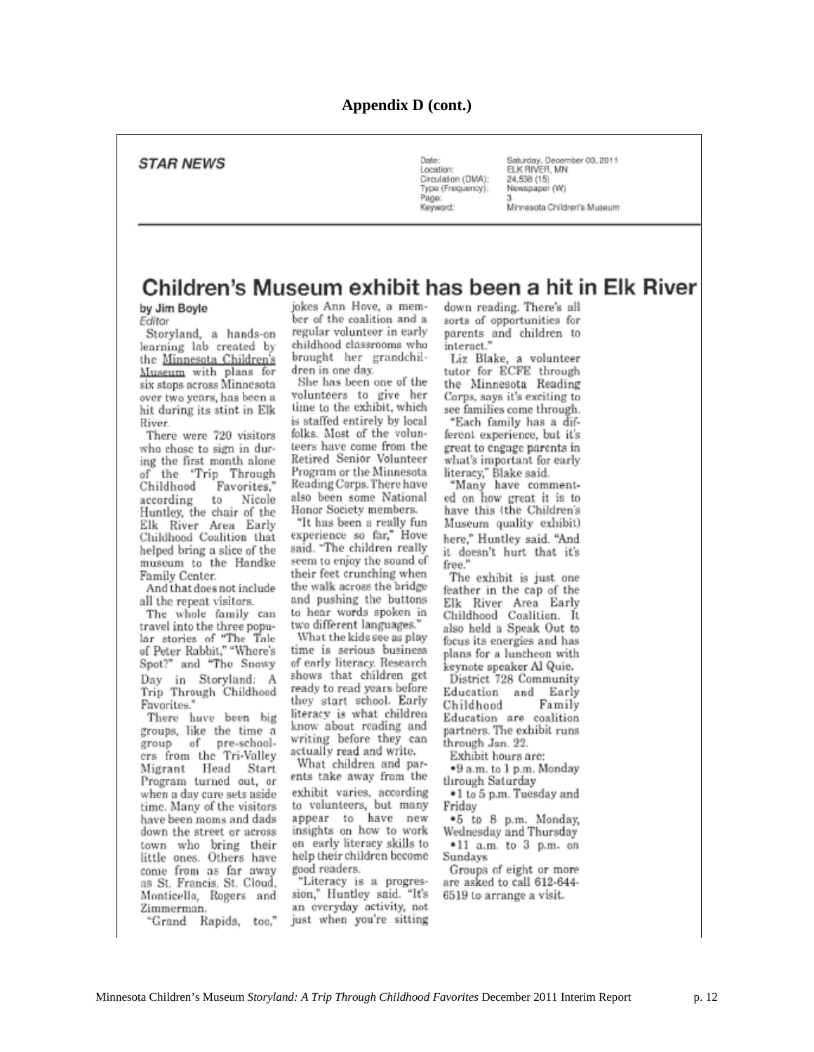## Appendix D (cont.)

**STAR NEWS**

Date: Saturday, December 03, 2011
Location: ELK RIVER, MN
Circulation (DMA): 24,538 (15)
Type (Frequency): Newspaper (W)
Page: 3
Keyword: Minnesota Children's Museum

# Children's Museum exhibit has been a hit in Elk River

by Jim Boyle
*Editor*

Storyland, a hands-on learning lab created by the Minnesota Children's Museum with plans for six stops across Minnesota over two years, has been a hit during its stint in Elk River.

There were 720 visitors who chose to sign in during the first month alone of the "Trip Through Childhood Favorites," according to Nicole Huntley, the chair of the Elk River Area Early Childhood Coalition that helped bring a slice of the museum to the Handke Family Center.

And that does not include all the repeat visitors.

The whole family can travel into the three popular stories of "The Tale of Peter Rabbit," "Where's Spot?" and "The Snowy Day in Storyland: A Trip Through Childhood Favorites."

There have been big groups, like the time a group of pre-schoolers from the Tri-Valley Migrant Head Start Program turned out, or when a day care sets aside time. Many of the visitors have been moms and dads down the street or across town who bring their little ones. Others have come from as far away as St. Francis, St. Cloud, Monticello, Rogers and Zimmerman.

"Grand Rapids, too," jokes Ann Hove, a member of the coalition and a regular volunteer in early childhood classrooms who brought her grandchildren in one day.

She has been one of the volunteers to give her time to the exhibit, which is staffed entirely by local folks. Most of the volunteers have come from the Retired Senior Volunteer Program or the Minnesota Reading Corps. There have also been some National Honor Society members.

"It has been a really fun experience so far," Hove said. "The children really seem to enjoy the sound of their feet crunching when the walk across the bridge and pushing the buttons to hear words spoken in two different languages."

What the kids see as play time is serious business of early literacy. Research shows that children get ready to read years before they start school. Early literacy is what children know about reading and writing before they can actually read and write.

What children and parents take away from the exhibit varies, according to volunteers, but many appear to have new insights on how to work on early literacy skills to help their children become good readers.

"Literacy is a progression," Huntley said. "It's an everyday activity, not just when you're sitting down reading. There's all sorts of opportunities for parents and children to interact."

Liz Blake, a volunteer tutor for ECFE through the Minnesota Reading Corps, says it's exciting to see families come through.

"Each family has a different experience, but it's great to engage parents in what's important for early literacy," Blake said.

"Many have commented on how great it is to have this (the Children's Museum quality exhibit) here," Huntley said. "And it doesn't hurt that it's free."

The exhibit is just one feather in the cap of the Elk River Area Early Childhood Coalition. It also held a Speak Out to focus its energies and has plans for a luncheon with keynote speaker Al Quie.

District 728 Community Education and Early Childhood Family Education are coalition partners. The exhibit runs through Jan. 22.

Exhibit hours are:

- 9 a.m. to 1 p.m. Monday through Saturday
- 1 to 5 p.m. Tuesday and Friday
- 5 to 8 p.m. Monday, Wednesday and Thursday
- 11 a.m. to 3 p.m. on Sundays

Groups of eight or more are asked to call 612-644-6519 to arrange a visit.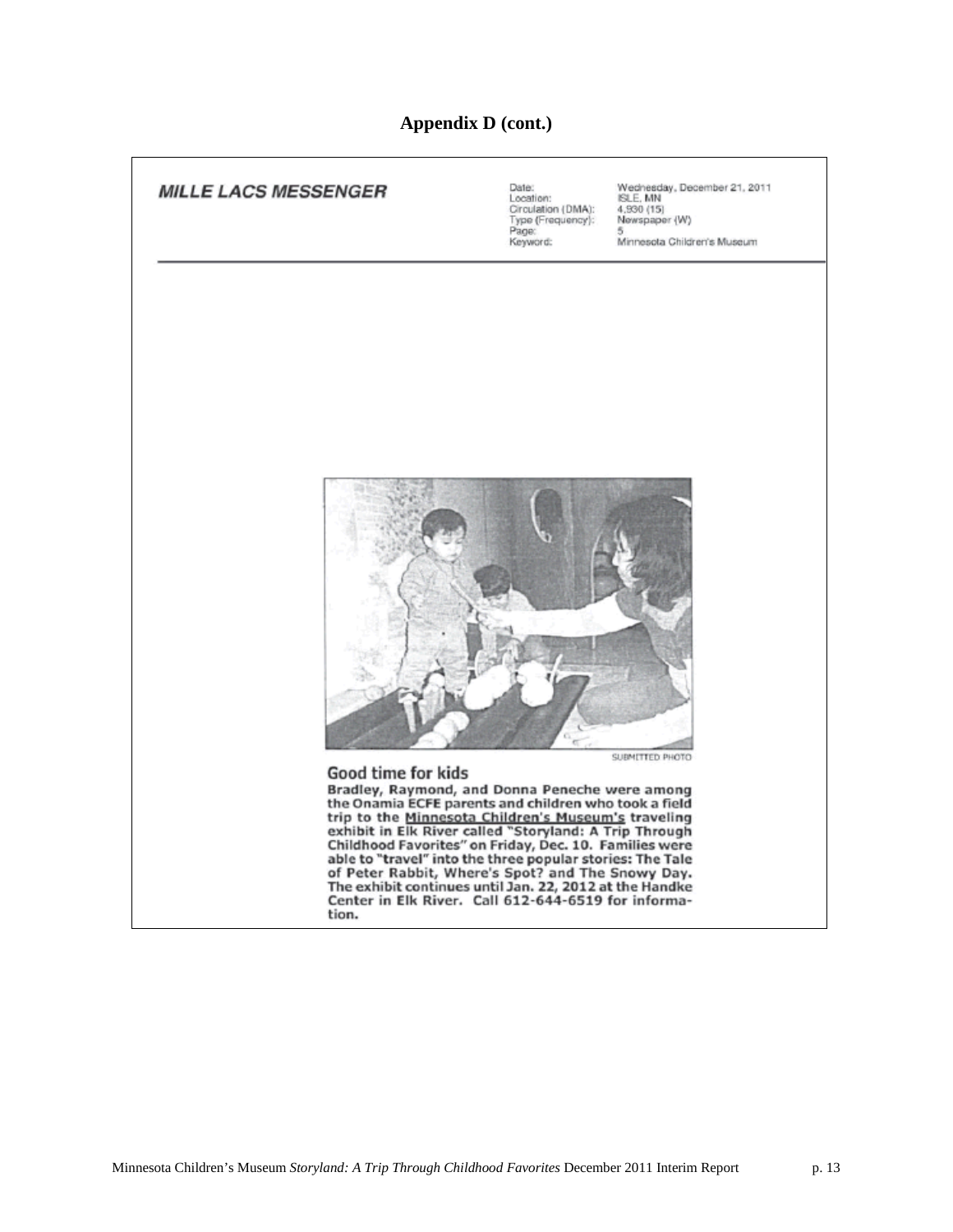## Appendix D (cont.)

**MILLE LACS MESSENGER**

| | |
|---|---|
| Date: | Wednesday, December 21, 2011 |
| Location: | ISLE, MN |
| Circulation (DMA): | 4,930 (15) |
| Type (Frequency): | Newspaper (W) |
| Page: | 5 |
| Keyword: | Minnesota Children's Museum |

SUBMITTED PHOTO

**Good time for kids**

**Bradley, Raymond, and Donna Peneche were among the Onamia ECFE parents and children who took a field trip to the Minnesota Children's Museum's traveling exhibit in Elk River called "Storyland: A Trip Through Childhood Favorites" on Friday, Dec. 10. Families were able to "travel" into the three popular stories: The Tale of Peter Rabbit, Where's Spot? and The Snowy Day. The exhibit continues until Jan. 22, 2012 at the Handke Center in Elk River. Call 612-644-6519 for information.**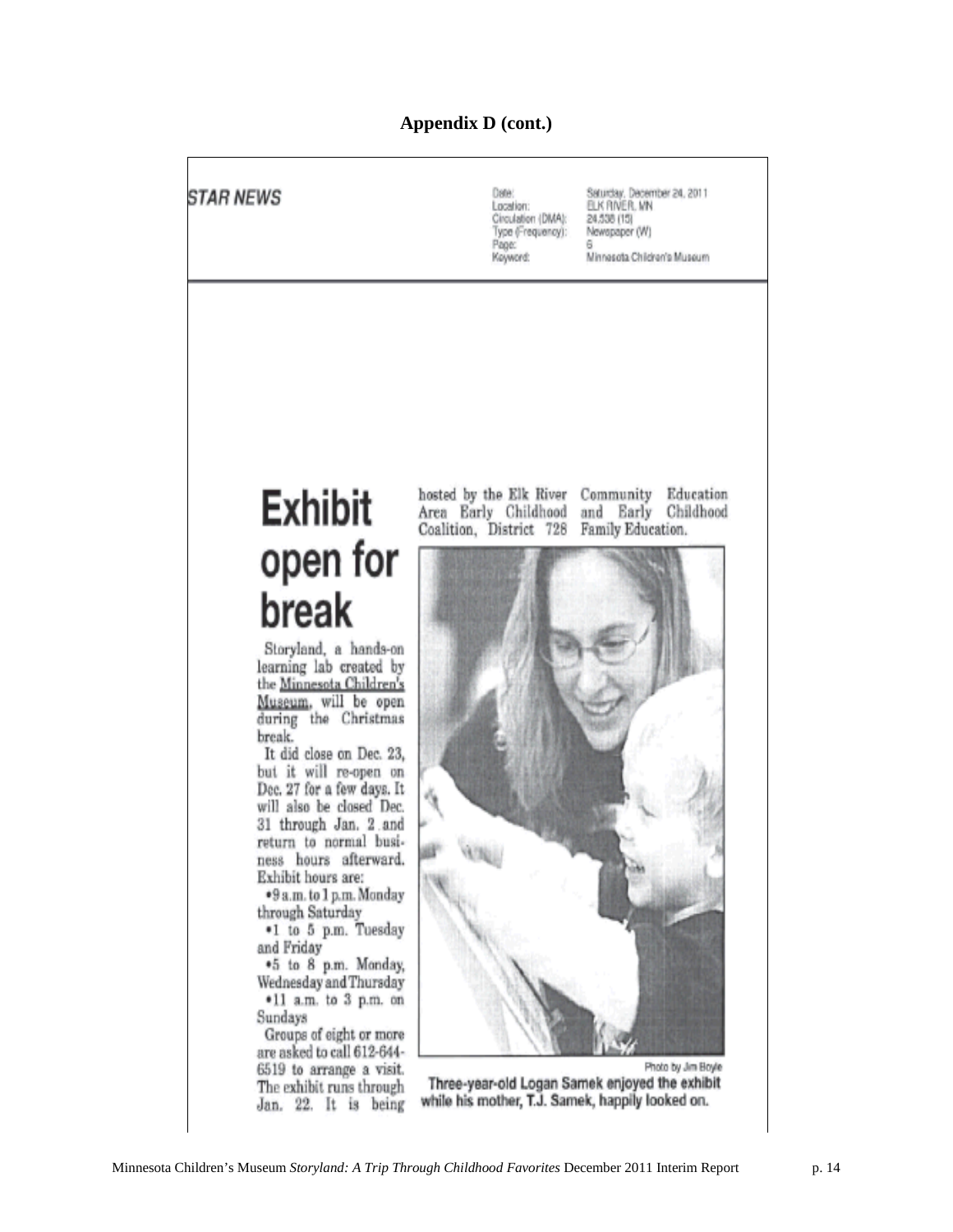**Appendix D (cont.)**

**STAR NEWS**

Date: Saturday, December 24, 2011
Location: ELK RIVER, MN
Circulation (DMA): 24,536 (15)
Type (Frequency): Newspaper (W)
Page: 6
Keyword: Minnesota Children's Museum

# Exhibit open for break

Storyland, a hands-on learning lab created by the Minnesota Children's Museum, will be open during the Christmas break.

It did close on Dec. 23, but it will re-open on Dec. 27 for a few days. It will also be closed Dec. 31 through Jan. 2 and return to normal business hours afterward. Exhibit hours are:

- 9 a.m. to 1 p.m. Monday through Saturday
- 1 to 5 p.m. Tuesday and Friday
- 5 to 8 p.m. Monday, Wednesday and Thursday
- 11 a.m. to 3 p.m. on Sundays

Groups of eight or more are asked to call 612-644-6519 to arrange a visit. The exhibit runs through Jan. 22. It is being hosted by the Elk River Area Early Childhood Coalition, District 728 Community Education and Early Childhood Family Education.

Photo by Jim Boyle

**Three-year-old Logan Samek enjoyed the exhibit while his mother, T.J. Samek, happily looked on.**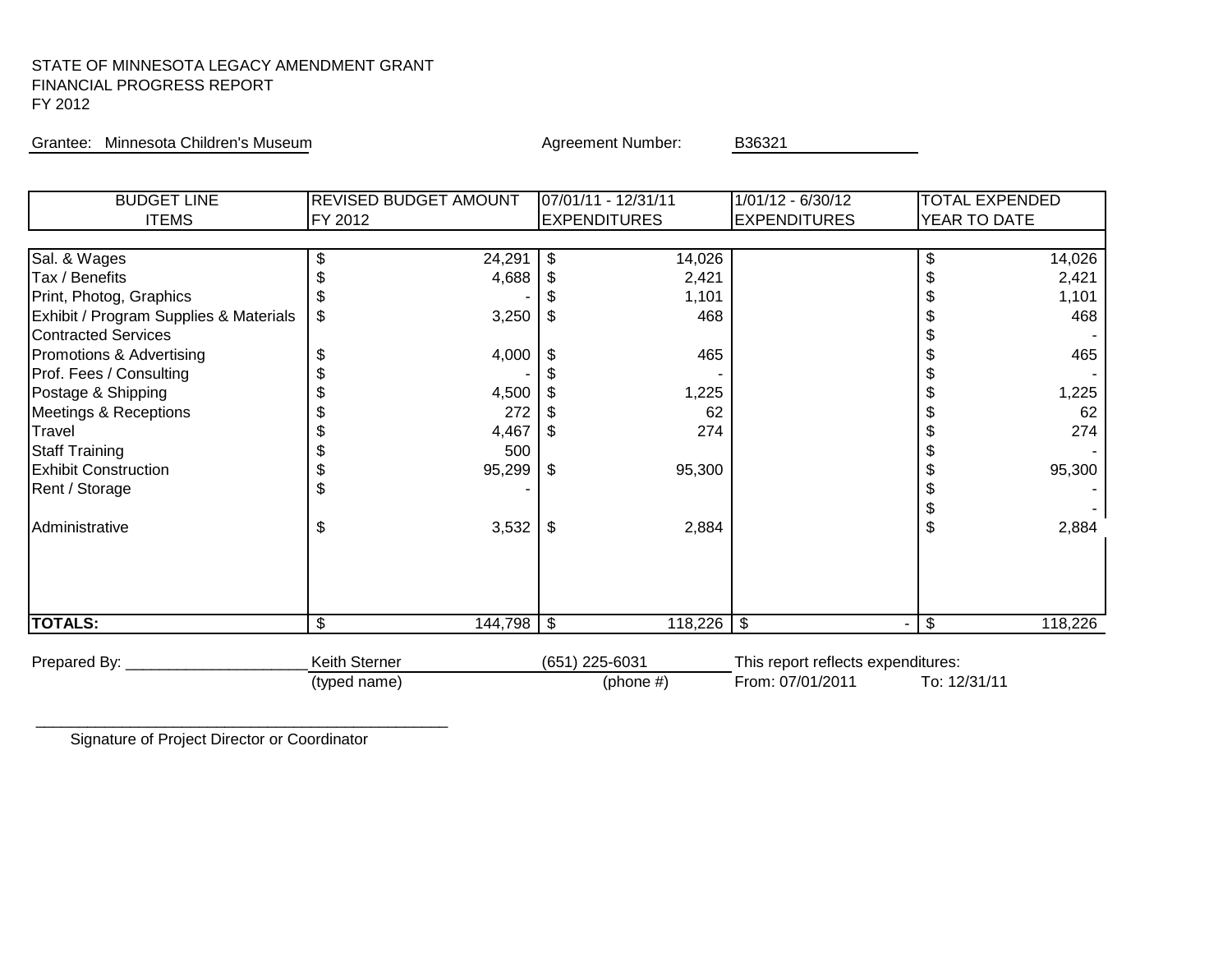STATE OF MINNESOTA LEGACY AMENDMENT GRANT
FINANCIAL PROGRESS REPORT
FY 2012

Grantee: Minnesota Children's Museum

Agreement Number: B36321

| BUDGET LINE ITEMS | REVISED BUDGET AMOUNT FY 2012 | 07/01/11 - 12/31/11 EXPENDITURES | 1/01/12 - 6/30/12 EXPENDITURES | TOTAL EXPENDED YEAR TO DATE |
|---|---|---|---|---|
| Sal. & Wages | $ 24,291 | $ 14,026 | | $ 14,026 |
| Tax / Benefits | $ 4,688 | $ 2,421 | | $ 2,421 |
| Print, Photog, Graphics | $ - | $ 1,101 | | $ 1,101 |
| Exhibit / Program Supplies & Materials | $ 3,250 | $ 468 | | $ 468 |
| Contracted Services | | | | $ - |
| Promotions & Advertising | $ 4,000 | $ 465 | | $ 465 |
| Prof. Fees / Consulting | $ - | $ - | | $ - |
| Postage & Shipping | $ 4,500 | $ 1,225 | | $ 1,225 |
| Meetings & Receptions | $ 272 | $ 62 | | $ 62 |
| Travel | $ 4,467 | $ 274 | | $ 274 |
| Staff Training | $ 500 | | | $ - |
| Exhibit Construction | $ 95,299 | $ 95,300 | | $ 95,300 |
| Rent / Storage | $ - | | | $ - |
| | | | | $ - |
| Administrative | $ 3,532 | $ 2,884 | | $ 2,884 |
| **TOTALS:** | $ 144,798 | $ 118,226 | $ - | $ 118,226 |

Prepared By: ____________________ Keith Sterner (typed name) (651) 225-6031 (phone #)

This report reflects expenditures: From: 07/01/2011 To: 12/31/11

_______________________________________________
Signature of Project Director or Coordinator